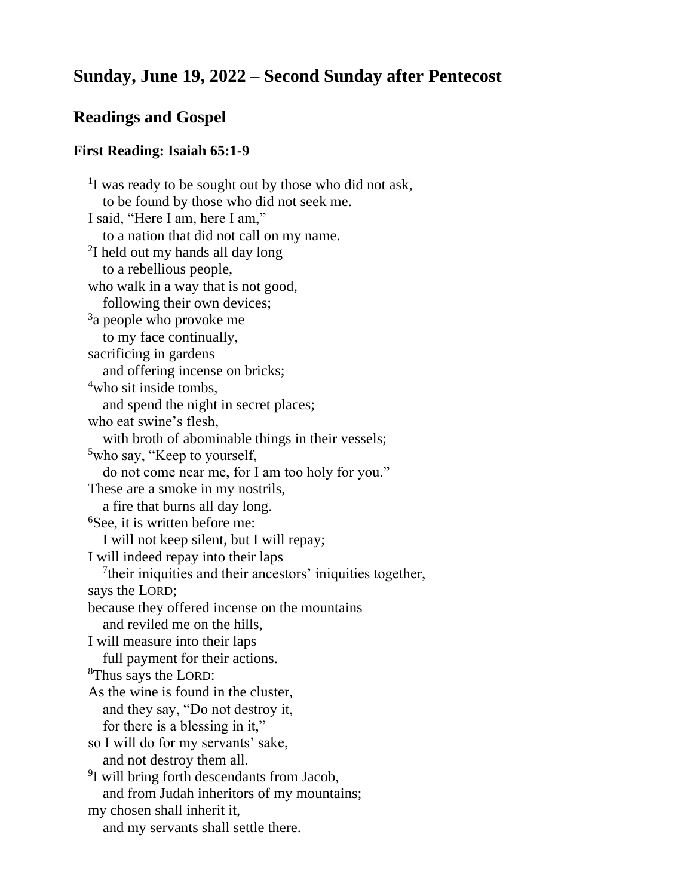## Sunday, June 19, 2022 – Second Sunday after Pentecost

## Readings and Gospel

### First Reading: Isaiah 65:1-9

[1]I was ready to be sought out by those who did not ask,
  to be found by those who did not seek me.
I said, “Here I am, here I am,”
  to a nation that did not call on my name.
[2]I held out my hands all day long
  to a rebellious people,
who walk in a way that is not good,
  following their own devices;
[3]a people who provoke me
  to my face continually,
sacrificing in gardens
  and offering incense on bricks;
[4]who sit inside tombs,
  and spend the night in secret places;
who eat swine’s flesh,
  with broth of abominable things in their vessels;
[5]who say, “Keep to yourself,
  do not come near me, for I am too holy for you.”
These are a smoke in my nostrils,
  a fire that burns all day long.
[6]See, it is written before me:
  I will not keep silent, but I will repay;
I will indeed repay into their laps
  [7]their iniquities and their ancestors’ iniquities together,
says the LORD;
because they offered incense on the mountains
  and reviled me on the hills,
I will measure into their laps
  full payment for their actions.
[8]Thus says the LORD:
As the wine is found in the cluster,
  and they say, “Do not destroy it,
  for there is a blessing in it,”
so I will do for my servants’ sake,
  and not destroy them all.
[9]I will bring forth descendants from Jacob,
  and from Judah inheritors of my mountains;
my chosen shall inherit it,
  and my servants shall settle there.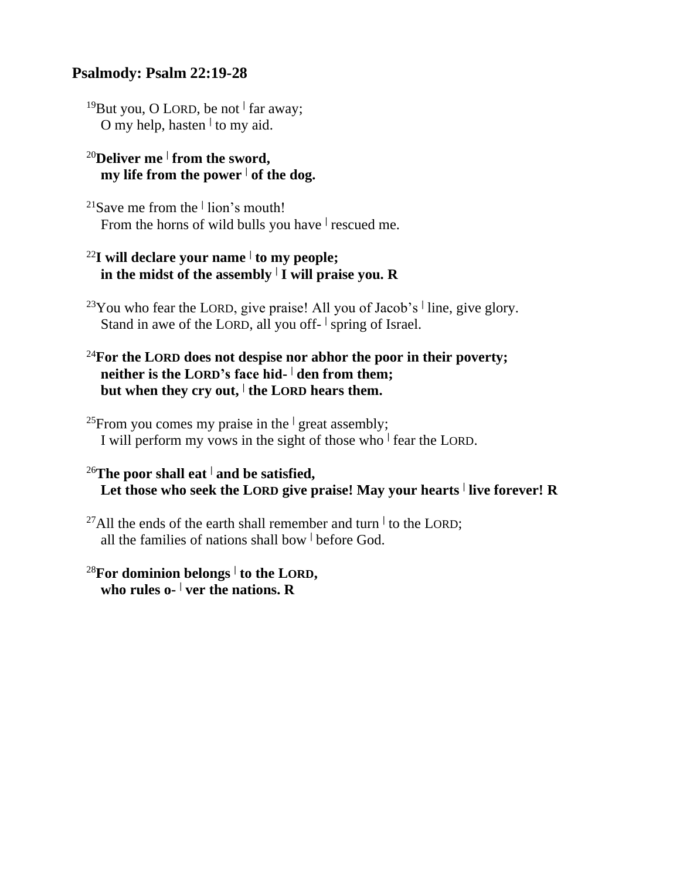## Psalmody: Psalm 22:19-28

[19]But you, O LORD, be not ǀ far away;
O my help, hasten ǀ to my aid.

**[20]Deliver me ǀ from the sword,
my life from the power ǀ of the dog.**

[21]Save me from the ǀ lion's mouth!
From the horns of wild bulls you have ǀ rescued me.

**[22]I will declare your name ǀ to my people;
in the midst of the assembly ǀ I will praise you. R**

[23]You who fear the LORD, give praise! All you of Jacob's ǀ line, give glory.
Stand in awe of the LORD, all you off- ǀ spring of Israel.

**[24]For the LORD does not despise nor abhor the poor in their poverty;
neither is the LORD's face hid- ǀ den from them;
but when they cry out, ǀ the LORD hears them.**

[25]From you comes my praise in the ǀ great assembly;
I will perform my vows in the sight of those who ǀ fear the LORD.

**[26]The poor shall eat ǀ and be satisfied,
Let those who seek the LORD give praise! May your hearts ǀ live forever! R**

[27]All the ends of the earth shall remember and turn ǀ to the LORD;
all the families of nations shall bow ǀ before God.

**[28]For dominion belongs ǀ to the LORD,
who rules o- ǀ ver the nations. R**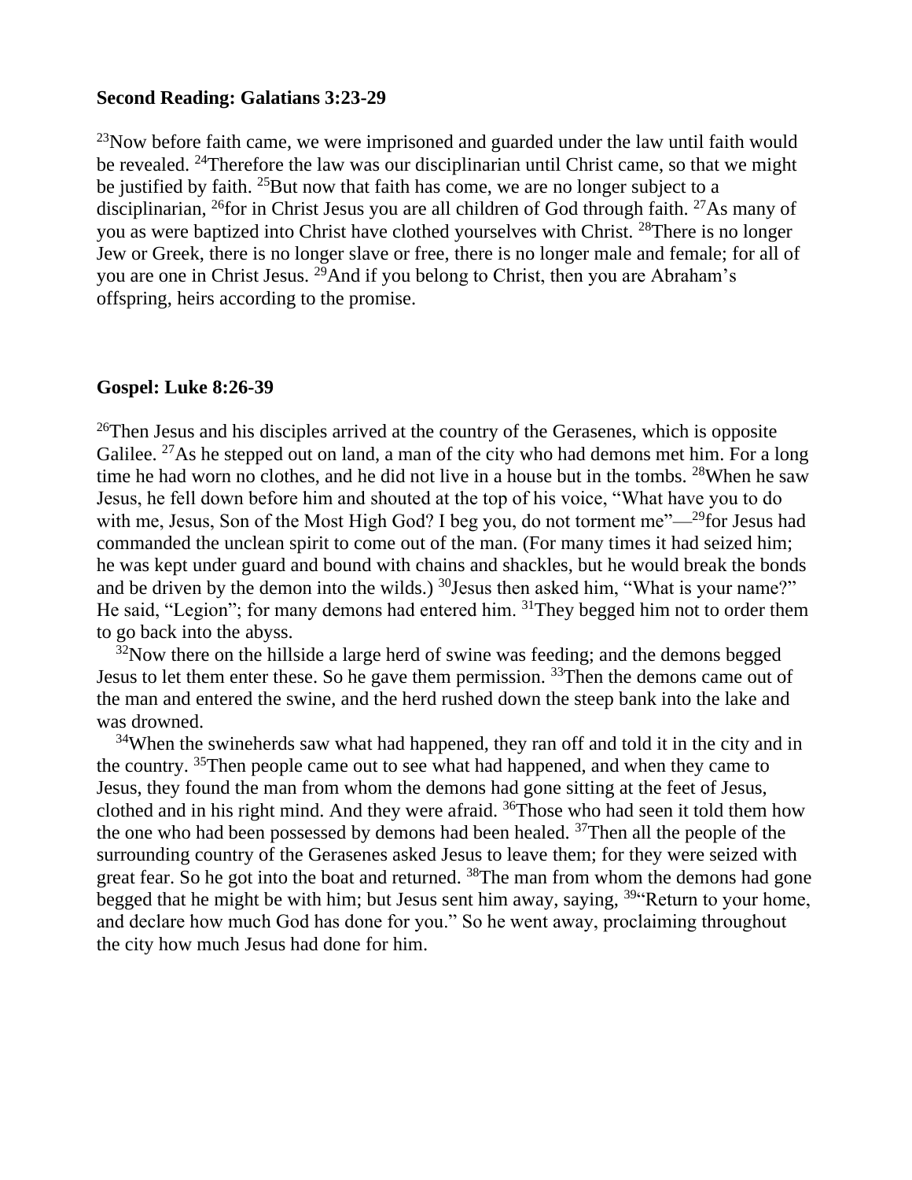**Second Reading: Galatians 3:23-29**

[23]Now before faith came, we were imprisoned and guarded under the law until faith would be revealed. [24]Therefore the law was our disciplinarian until Christ came, so that we might be justified by faith. [25]But now that faith has come, we are no longer subject to a disciplinarian, [26]for in Christ Jesus you are all children of God through faith. [27]As many of you as were baptized into Christ have clothed yourselves with Christ. [28]There is no longer Jew or Greek, there is no longer slave or free, there is no longer male and female; for all of you are one in Christ Jesus. [29]And if you belong to Christ, then you are Abraham's offspring, heirs according to the promise.

**Gospel: Luke 8:26-39**

[26]Then Jesus and his disciples arrived at the country of the Gerasenes, which is opposite Galilee. [27]As he stepped out on land, a man of the city who had demons met him. For a long time he had worn no clothes, and he did not live in a house but in the tombs. [28]When he saw Jesus, he fell down before him and shouted at the top of his voice, "What have you to do with me, Jesus, Son of the Most High God? I beg you, do not torment me"—[29]for Jesus had commanded the unclean spirit to come out of the man. (For many times it had seized him; he was kept under guard and bound with chains and shackles, but he would break the bonds and be driven by the demon into the wilds.) [30]Jesus then asked him, "What is your name?" He said, "Legion"; for many demons had entered him. [31]They begged him not to order them to go back into the abyss.

[32]Now there on the hillside a large herd of swine was feeding; and the demons begged Jesus to let them enter these. So he gave them permission. [33]Then the demons came out of the man and entered the swine, and the herd rushed down the steep bank into the lake and was drowned.

[34]When the swineherds saw what had happened, they ran off and told it in the city and in the country. [35]Then people came out to see what had happened, and when they came to Jesus, they found the man from whom the demons had gone sitting at the feet of Jesus, clothed and in his right mind. And they were afraid. [36]Those who had seen it told them how the one who had been possessed by demons had been healed. [37]Then all the people of the surrounding country of the Gerasenes asked Jesus to leave them; for they were seized with great fear. So he got into the boat and returned. [38]The man from whom the demons had gone begged that he might be with him; but Jesus sent him away, saying, [39]"Return to your home, and declare how much God has done for you." So he went away, proclaiming throughout the city how much Jesus had done for him.